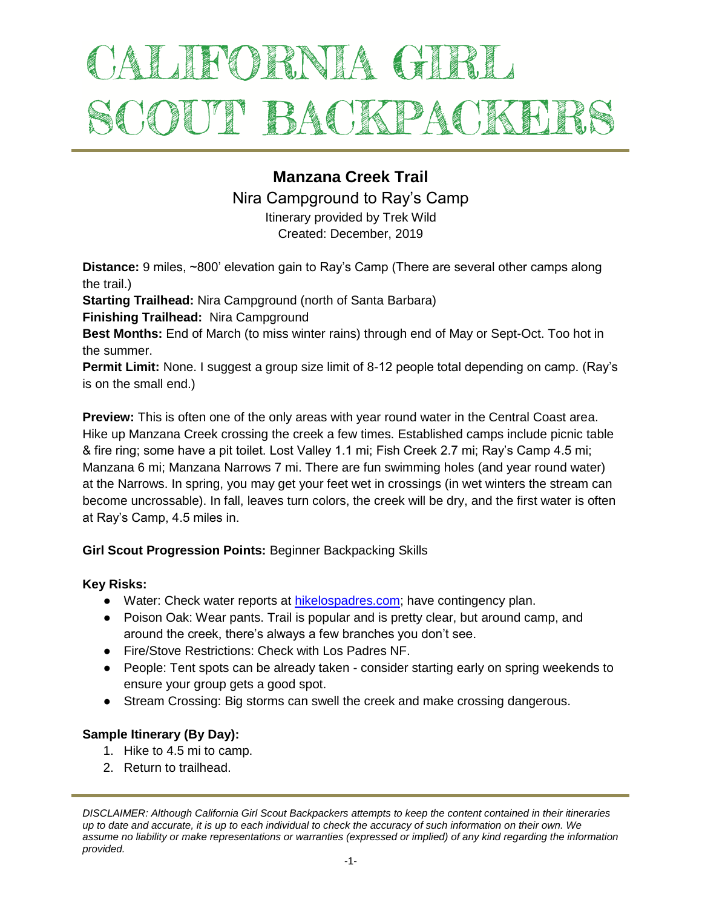# CALIFORNIA GIRL SCOUT BACKPACKERS

## Manzana Creek Trail

Nira Campground to Ray's Camp

Itinerary provided by Trek Wild

Created: December, 2019

**Distance:** 9 miles, ~800' elevation gain to Ray's Camp (There are several other camps along the trail.)

**Starting Trailhead:** Nira Campground (north of Santa Barbara)

**Finishing Trailhead:** Nira Campground

**Best Months:** End of March (to miss winter rains) through end of May or Sept-Oct. Too hot in the summer.

**Permit Limit:** None. I suggest a group size limit of 8-12 people total depending on camp. (Ray's is on the small end.)

**Preview:** This is often one of the only areas with year round water in the Central Coast area. Hike up Manzana Creek crossing the creek a few times. Established camps include picnic table & fire ring; some have a pit toilet. Lost Valley 1.1 mi; Fish Creek 2.7 mi; Ray's Camp 4.5 mi; Manzana 6 mi; Manzana Narrows 7 mi. There are fun swimming holes (and year round water) at the Narrows. In spring, you may get your feet wet in crossings (in wet winters the stream can become uncrossable). In fall, leaves turn colors, the creek will be dry, and the first water is often at Ray's Camp, 4.5 miles in.

**Girl Scout Progression Points:** Beginner Backpacking Skills

**Key Risks:**

- Water: Check water reports at hikelospadres.com; have contingency plan.
- Poison Oak: Wear pants. Trail is popular and is pretty clear, but around camp, and around the creek, there's always a few branches you don't see.
- Fire/Stove Restrictions: Check with Los Padres NF.
- People: Tent spots can be already taken - consider starting early on spring weekends to ensure your group gets a good spot.
- Stream Crossing: Big storms can swell the creek and make crossing dangerous.

**Sample Itinerary (By Day):**

1. Hike to 4.5 mi to camp.
2. Return to trailhead.

*DISCLAIMER: Although California Girl Scout Backpackers attempts to keep the content contained in their itineraries up to date and accurate, it is up to each individual to check the accuracy of such information on their own. We assume no liability or make representations or warranties (expressed or implied) of any kind regarding the information provided.*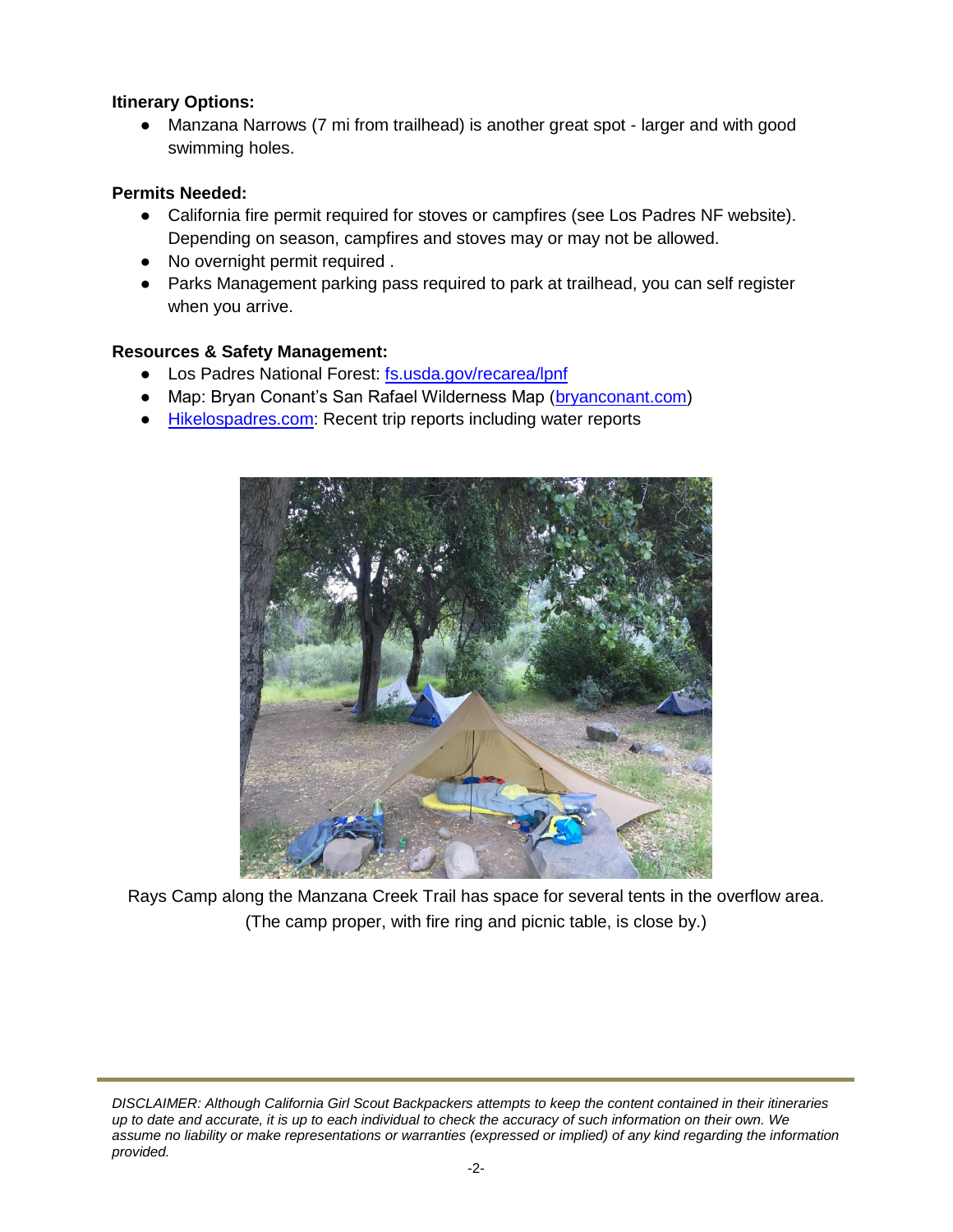**Itinerary Options:**

- Manzana Narrows (7 mi from trailhead) is another great spot - larger and with good swimming holes.

**Permits Needed:**

- California fire permit required for stoves or campfires (see Los Padres NF website). Depending on season, campfires and stoves may or may not be allowed.
- No overnight permit required .
- Parks Management parking pass required to park at trailhead, you can self register when you arrive.

**Resources & Safety Management:**

- Los Padres National Forest: [fs.usda.gov/recarea/lpnf](fs.usda.gov/recarea/lpnf)
- Map: Bryan Conant's San Rafael Wilderness Map ([bryanconant.com](bryanconant.com))
- [Hikelospadres.com](Hikelospadres.com): Recent trip reports including water reports

Rays Camp along the Manzana Creek Trail has space for several tents in the overflow area. (The camp proper, with fire ring and picnic table, is close by.)

*DISCLAIMER: Although California Girl Scout Backpackers attempts to keep the content contained in their itineraries up to date and accurate, it is up to each individual to check the accuracy of such information on their own. We assume no liability or make representations or warranties (expressed or implied) of any kind regarding the information provided.*